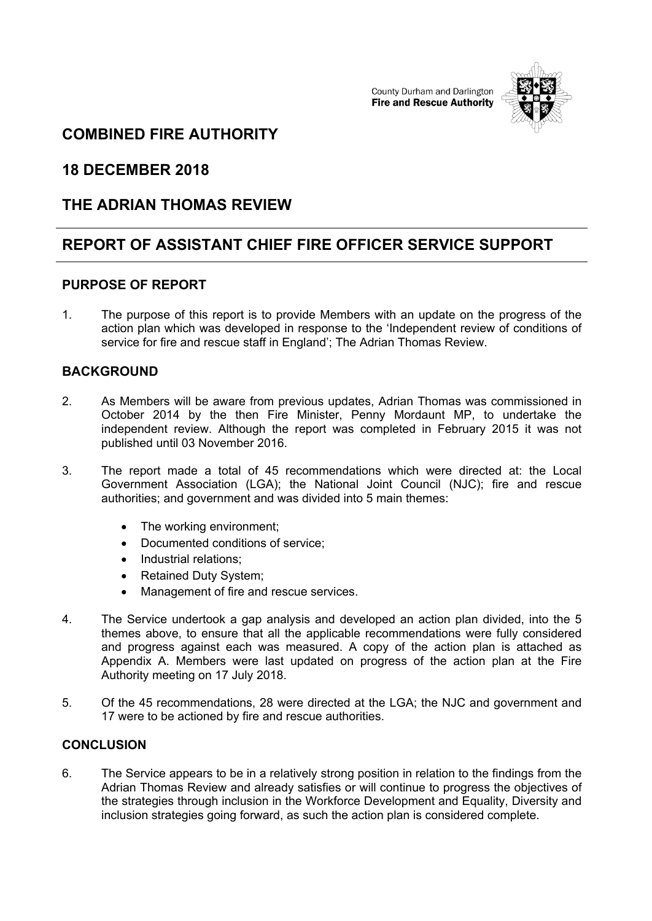County Durham and Darlington
**Fire and Rescue Authority**

# COMBINED FIRE AUTHORITY

# 18 DECEMBER 2018

# THE ADRIAN THOMAS REVIEW

# REPORT OF ASSISTANT CHIEF FIRE OFFICER SERVICE SUPPORT

## PURPOSE OF REPORT

1. The purpose of this report is to provide Members with an update on the progress of the action plan which was developed in response to the 'Independent review of conditions of service for fire and rescue staff in England'; The Adrian Thomas Review.

## BACKGROUND

2. As Members will be aware from previous updates, Adrian Thomas was commissioned in October 2014 by the then Fire Minister, Penny Mordaunt MP, to undertake the independent review. Although the report was completed in February 2015 it was not published until 03 November 2016.

3. The report made a total of 45 recommendations which were directed at: the Local Government Association (LGA); the National Joint Council (NJC); fire and rescue authorities; and government and was divided into 5 main themes:

   - The working environment;
   - Documented conditions of service;
   - Industrial relations;
   - Retained Duty System;
   - Management of fire and rescue services.

4. The Service undertook a gap analysis and developed an action plan divided, into the 5 themes above, to ensure that all the applicable recommendations were fully considered and progress against each was measured. A copy of the action plan is attached as Appendix A. Members were last updated on progress of the action plan at the Fire Authority meeting on 17 July 2018.

5. Of the 45 recommendations, 28 were directed at the LGA; the NJC and government and 17 were to be actioned by fire and rescue authorities.

## CONCLUSION

6. The Service appears to be in a relatively strong position in relation to the findings from the Adrian Thomas Review and already satisfies or will continue to progress the objectives of the strategies through inclusion in the Workforce Development and Equality, Diversity and inclusion strategies going forward, as such the action plan is considered complete.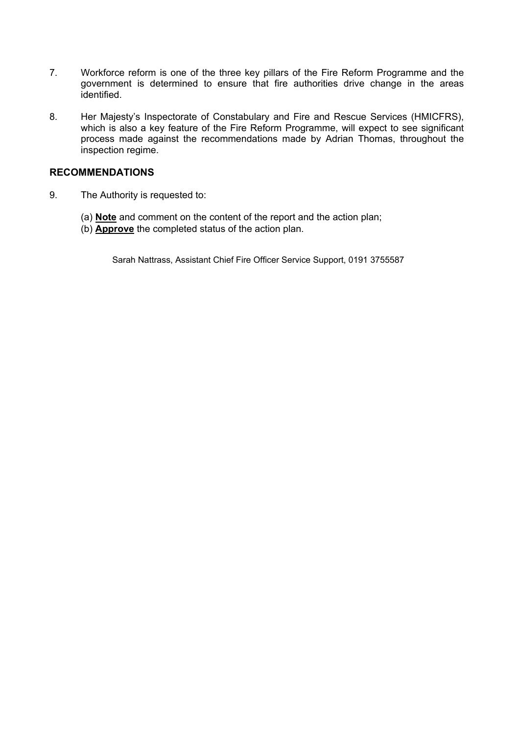7. Workforce reform is one of the three key pillars of the Fire Reform Programme and the government is determined to ensure that fire authorities drive change in the areas identified.

8. Her Majesty's Inspectorate of Constabulary and Fire and Rescue Services (HMICFRS), which is also a key feature of the Fire Reform Programme, will expect to see significant process made against the recommendations made by Adrian Thomas, throughout the inspection regime.

## RECOMMENDATIONS

9. The Authority is requested to:

   (a) **Note** and comment on the content of the report and the action plan;
   (b) **Approve** the completed status of the action plan.

Sarah Nattrass, Assistant Chief Fire Officer Service Support, 0191 3755587